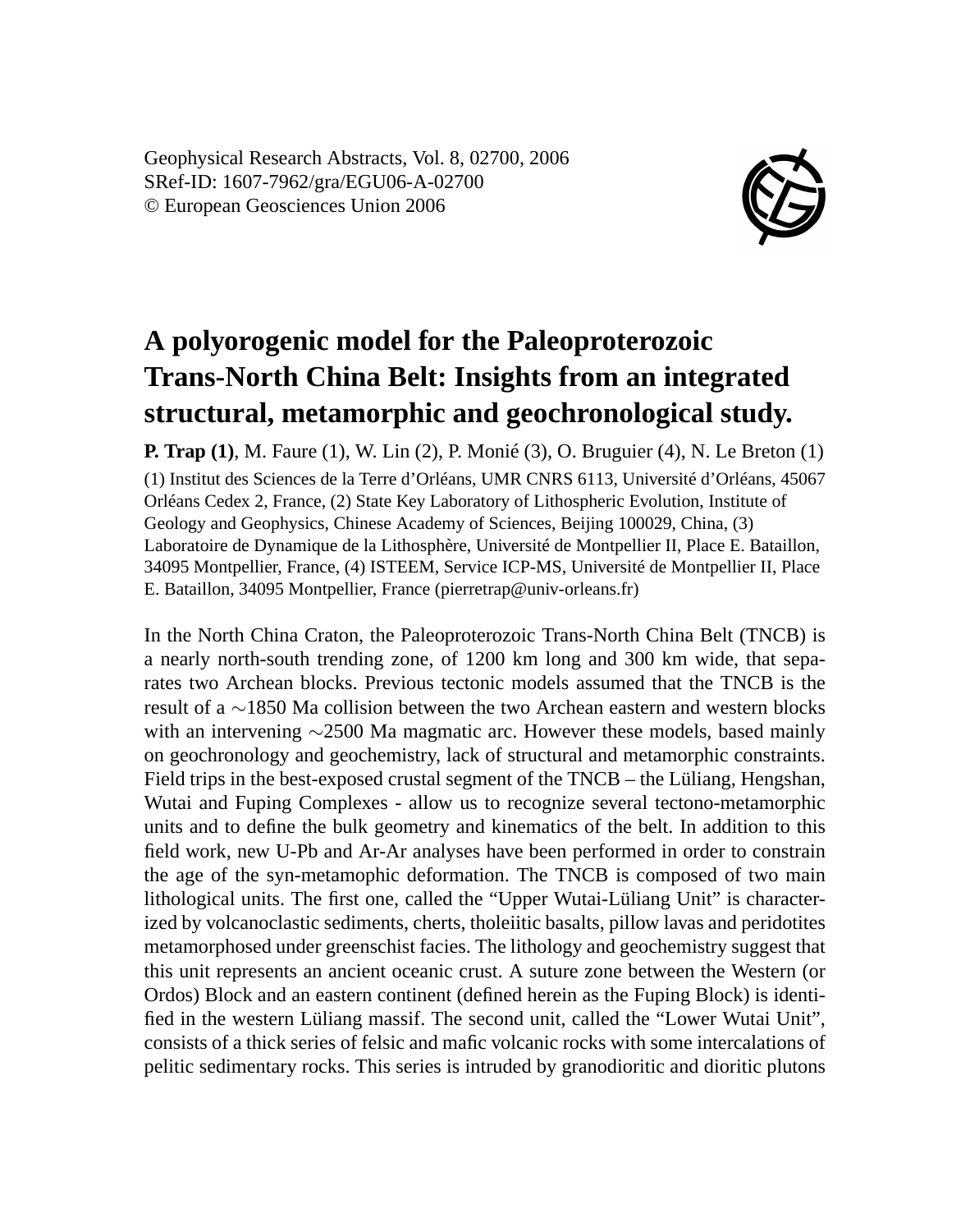# A polyorogenic model for the Paleoproterozoic Trans-North China Belt: Insights from an integrated structural, metamorphic and geochronological study.

**P. Trap (1)**, M. Faure (1), W. Lin (2), P. Monié (3), O. Bruguier (4), N. Le Breton (1)

(1) Institut des Sciences de la Terre d'Orléans, UMR CNRS 6113, Université d'Orléans, 45067 Orléans Cedex 2, France, (2) State Key Laboratory of Lithospheric Evolution, Institute of Geology and Geophysics, Chinese Academy of Sciences, Beijing 100029, China, (3) Laboratoire de Dynamique de la Lithosphère, Université de Montpellier II, Place E. Bataillon, 34095 Montpellier, France, (4) ISTEEM, Service ICP-MS, Université de Montpellier II, Place E. Bataillon, 34095 Montpellier, France (pierretrap@univ-orleans.fr)

In the North China Craton, the Paleoproterozoic Trans-North China Belt (TNCB) is a nearly north-south trending zone, of 1200 km long and 300 km wide, that separates two Archean blocks. Previous tectonic models assumed that the TNCB is the result of a $\sim$1850 Ma collision between the two Archean eastern and western blocks with an intervening $\sim$2500 Ma magmatic arc. However these models, based mainly on geochronology and geochemistry, lack of structural and metamorphic constraints. Field trips in the best-exposed crustal segment of the TNCB – the Lüliang, Hengshan, Wutai and Fuping Complexes - allow us to recognize several tectono-metamorphic units and to define the bulk geometry and kinematics of the belt. In addition to this field work, new U-Pb and Ar-Ar analyses have been performed in order to constrain the age of the syn-metamophic deformation. The TNCB is composed of two main lithological units. The first one, called the "Upper Wutai-Lüliang Unit" is characterized by volcanoclastic sediments, cherts, tholeiitic basalts, pillow lavas and peridotites metamorphosed under greenschist facies. The lithology and geochemistry suggest that this unit represents an ancient oceanic crust. A suture zone between the Western (or Ordos) Block and an eastern continent (defined herein as the Fuping Block) is identified in the western Lüliang massif. The second unit, called the "Lower Wutai Unit", consists of a thick series of felsic and mafic volcanic rocks with some intercalations of pelitic sedimentary rocks. This series is intruded by granodioritic and dioritic plutons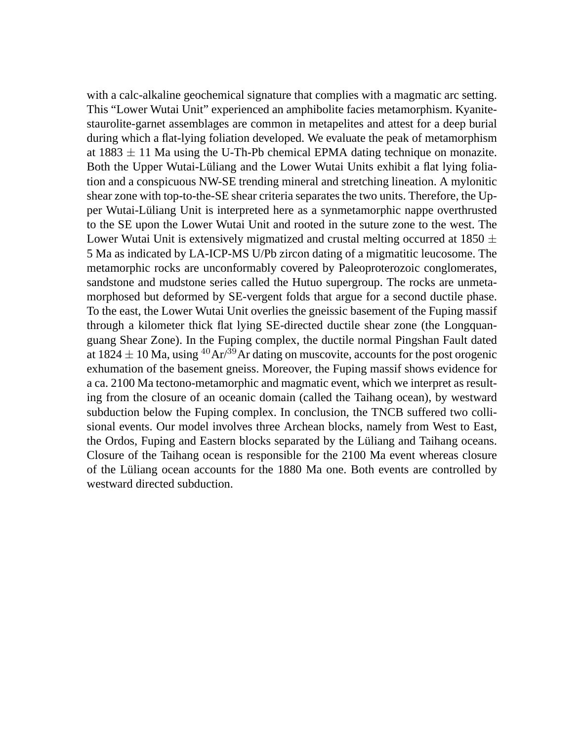with a calc-alkaline geochemical signature that complies with a magmatic arc setting. This "Lower Wutai Unit" experienced an amphibolite facies metamorphism. Kyanite-staurolite-garnet assemblages are common in metapelites and attest for a deep burial during which a flat-lying foliation developed. We evaluate the peak of metamorphism at $1883 \pm 11$ Ma using the U-Th-Pb chemical EPMA dating technique on monazite. Both the Upper Wutai-Lüliang and the Lower Wutai Units exhibit a flat lying foliation and a conspicuous NW-SE trending mineral and stretching lineation. A mylonitic shear zone with top-to-the-SE shear criteria separates the two units. Therefore, the Upper Wutai-Lüliang Unit is interpreted here as a synmetamorphic nappe overthrusted to the SE upon the Lower Wutai Unit and rooted in the suture zone to the west. The Lower Wutai Unit is extensively migmatized and crustal melting occurred at $1850 \pm 5$ Ma as indicated by LA-ICP-MS U/Pb zircon dating of a migmatitic leucosome. The metamorphic rocks are unconformably covered by Paleoproterozoic conglomerates, sandstone and mudstone series called the Hutuo supergroup. The rocks are unmetamorphosed but deformed by SE-vergent folds that argue for a second ductile phase. To the east, the Lower Wutai Unit overlies the gneissic basement of the Fuping massif through a kilometer thick flat lying SE-directed ductile shear zone (the Longquanguang Shear Zone). In the Fuping complex, the ductile normal Pingshan Fault dated at $1824 \pm 10$ Ma, using $^{40}Ar/^{39}Ar$ dating on muscovite, accounts for the post orogenic exhumation of the basement gneiss. Moreover, the Fuping massif shows evidence for a ca. 2100 Ma tectono-metamorphic and magmatic event, which we interpret as resulting from the closure of an oceanic domain (called the Taihang ocean), by westward subduction below the Fuping complex. In conclusion, the TNCB suffered two collisional events. Our model involves three Archean blocks, namely from West to East, the Ordos, Fuping and Eastern blocks separated by the Lüliang and Taihang oceans. Closure of the Taihang ocean is responsible for the 2100 Ma event whereas closure of the Lüliang ocean accounts for the 1880 Ma one. Both events are controlled by westward directed subduction.